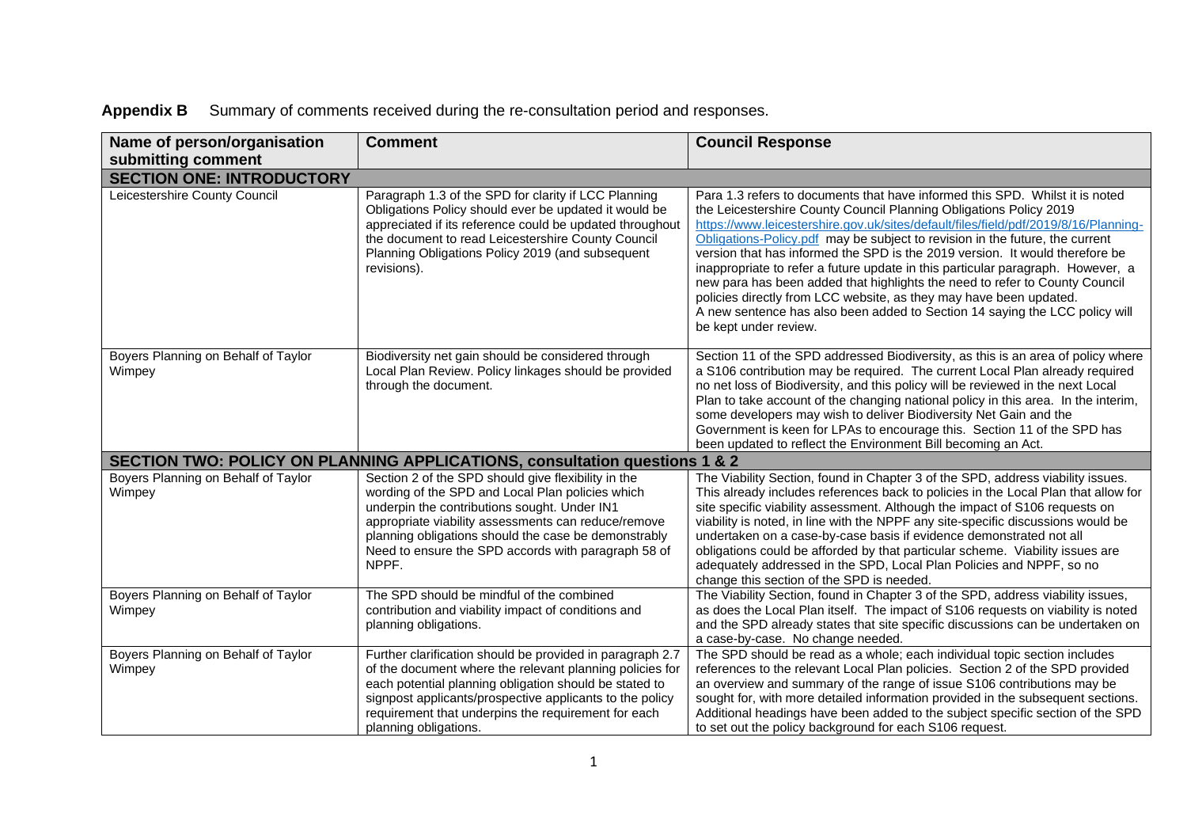**Appendix B** Summary of comments received during the re-consultation period and responses.

| Name of person/organisation submitting comment | Comment | Council Response |
|---|---|---|
| **SECTION ONE: INTRODUCTORY** | | |
| Leicestershire County Council | Paragraph 1.3 of the SPD for clarity if LCC Planning Obligations Policy should ever be updated it would be appreciated if its reference could be updated throughout the document to read Leicestershire County Council Planning Obligations Policy 2019 (and subsequent revisions). | Para 1.3 refers to documents that have informed this SPD. Whilst it is noted the Leicestershire County Council Planning Obligations Policy 2019 https://www.leicestershire.gov.uk/sites/default/files/field/pdf/2019/8/16/Planning-Obligations-Policy.pdf may be subject to revision in the future, the current version that has informed the SPD is the 2019 version. It would therefore be inappropriate to refer a future update in this particular paragraph. However, a new para has been added that highlights the need to refer to County Council policies directly from LCC website, as they may have been updated. A new sentence has also been added to Section 14 saying the LCC policy will be kept under review. |
| Boyers Planning on Behalf of Taylor Wimpey | Biodiversity net gain should be considered through Local Plan Review. Policy linkages should be provided through the document. | Section 11 of the SPD addressed Biodiversity, as this is an area of policy where a S106 contribution may be required. The current Local Plan already required no net loss of Biodiversity, and this policy will be reviewed in the next Local Plan to take account of the changing national policy in this area. In the interim, some developers may wish to deliver Biodiversity Net Gain and the Government is keen for LPAs to encourage this. Section 11 of the SPD has been updated to reflect the Environment Bill becoming an Act. |
| **SECTION TWO: POLICY ON PLANNING APPLICATIONS, consultation questions 1 & 2** | | |
| Boyers Planning on Behalf of Taylor Wimpey | Section 2 of the SPD should give flexibility in the wording of the SPD and Local Plan policies which underpin the contributions sought. Under IN1 appropriate viability assessments can reduce/remove planning obligations should the case be demonstrably Need to ensure the SPD accords with paragraph 58 of NPPF. | The Viability Section, found in Chapter 3 of the SPD, address viability issues. This already includes references back to policies in the Local Plan that allow for site specific viability assessment. Although the impact of S106 requests on viability is noted, in line with the NPPF any site-specific discussions would be undertaken on a case-by-case basis if evidence demonstrated not all obligations could be afforded by that particular scheme. Viability issues are adequately addressed in the SPD, Local Plan Policies and NPPF, so no change this section of the SPD is needed. |
| Boyers Planning on Behalf of Taylor Wimpey | The SPD should be mindful of the combined contribution and viability impact of conditions and planning obligations. | The Viability Section, found in Chapter 3 of the SPD, address viability issues, as does the Local Plan itself. The impact of S106 requests on viability is noted and the SPD already states that site specific discussions can be undertaken on a case-by-case. No change needed. |
| Boyers Planning on Behalf of Taylor Wimpey | Further clarification should be provided in paragraph 2.7 of the document where the relevant planning policies for each potential planning obligation should be stated to signpost applicants/prospective applicants to the policy requirement that underpins the requirement for each planning obligations. | The SPD should be read as a whole; each individual topic section includes references to the relevant Local Plan policies. Section 2 of the SPD provided an overview and summary of the range of issue S106 contributions may be sought for, with more detailed information provided in the subsequent sections. Additional headings have been added to the subject specific section of the SPD to set out the policy background for each S106 request. |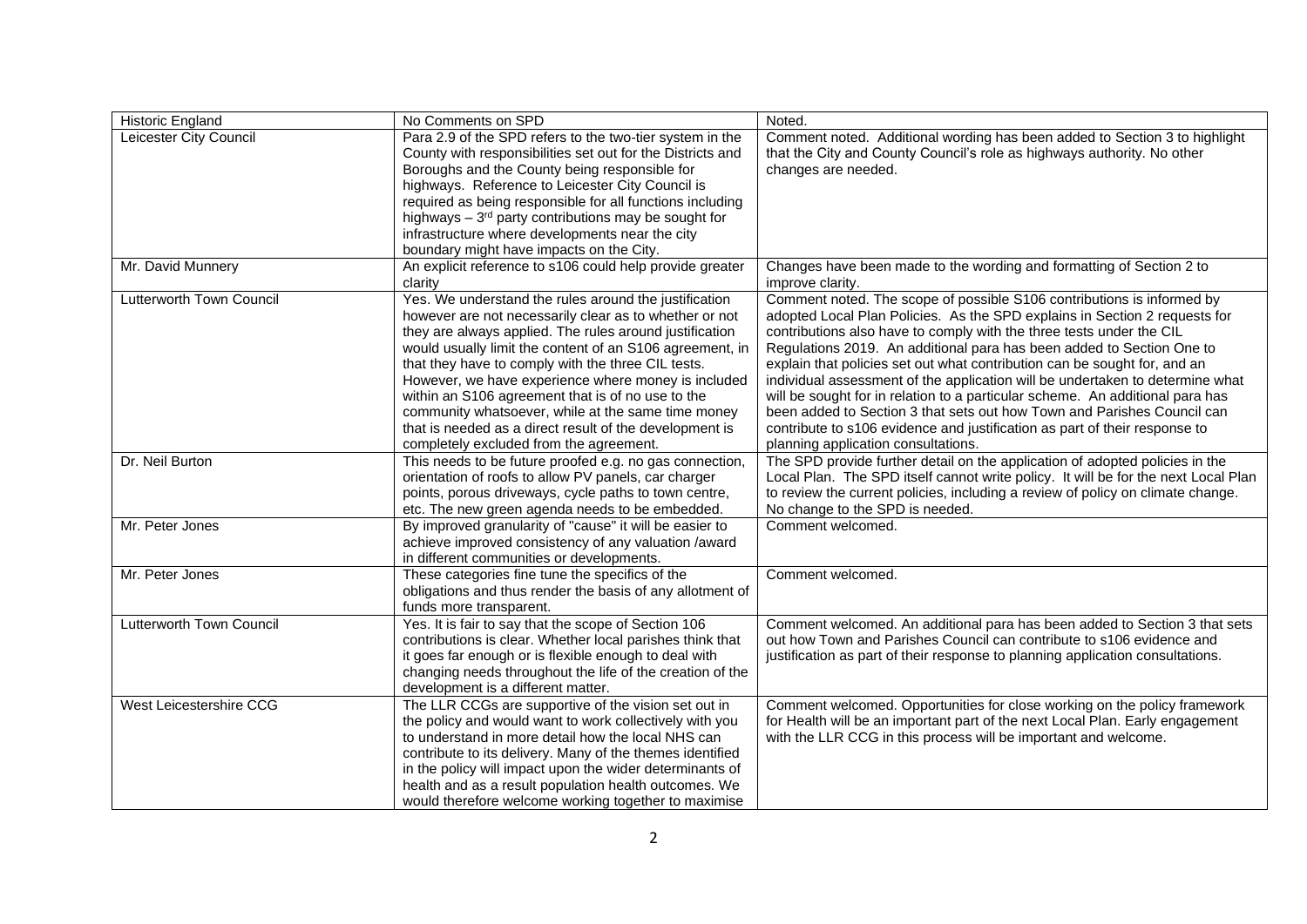| Historic England | No Comments on SPD | Noted. |
|---|---|---|
| Leicester City Council | Para 2.9 of the SPD refers to the two-tier system in the County with responsibilities set out for the Districts and Boroughs and the County being responsible for highways. Reference to Leicester City Council is required as being responsible for all functions including highways – 3rd party contributions may be sought for infrastructure where developments near the city boundary might have impacts on the City. | Comment noted. Additional wording has been added to Section 3 to highlight that the City and County Council's role as highways authority. No other changes are needed. |
| Mr. David Munnery | An explicit reference to s106 could help provide greater clarity | Changes have been made to the wording and formatting of Section 2 to improve clarity. |
| Lutterworth Town Council | Yes. We understand the rules around the justification however are not necessarily clear as to whether or not they are always applied. The rules around justification would usually limit the content of an S106 agreement, in that they have to comply with the three CIL tests. However, we have experience where money is included within an S106 agreement that is of no use to the community whatsoever, while at the same time money that is needed as a direct result of the development is completely excluded from the agreement. | Comment noted. The scope of possible S106 contributions is informed by adopted Local Plan Policies. As the SPD explains in Section 2 requests for contributions also have to comply with the three tests under the CIL Regulations 2019. An additional para has been added to Section One to explain that policies set out what contribution can be sought for, and an individual assessment of the application will be undertaken to determine what will be sought for in relation to a particular scheme. An additional para has been added to Section 3 that sets out how Town and Parishes Council can contribute to s106 evidence and justification as part of their response to planning application consultations. |
| Dr. Neil Burton | This needs to be future proofed e.g. no gas connection, orientation of roofs to allow PV panels, car charger points, porous driveways, cycle paths to town centre, etc. The new green agenda needs to be embedded. | The SPD provide further detail on the application of adopted policies in the Local Plan. The SPD itself cannot write policy. It will be for the next Local Plan to review the current policies, including a review of policy on climate change. No change to the SPD is needed. |
| Mr. Peter Jones | By improved granularity of "cause" it will be easier to achieve improved consistency of any valuation /award in different communities or developments. | Comment welcomed. |
| Mr. Peter Jones | These categories fine tune the specifics of the obligations and thus render the basis of any allotment of funds more transparent. | Comment welcomed. |
| Lutterworth Town Council | Yes. It is fair to say that the scope of Section 106 contributions is clear. Whether local parishes think that it goes far enough or is flexible enough to deal with changing needs throughout the life of the creation of the development is a different matter. | Comment welcomed. An additional para has been added to Section 3 that sets out how Town and Parishes Council can contribute to s106 evidence and justification as part of their response to planning application consultations. |
| West Leicestershire CCG | The LLR CCGs are supportive of the vision set out in the policy and would want to work collectively with you to understand in more detail how the local NHS can contribute to its delivery. Many of the themes identified in the policy will impact upon the wider determinants of health and as a result population health outcomes. We would therefore welcome working together to maximise | Comment welcomed. Opportunities for close working on the policy framework for Health will be an important part of the next Local Plan. Early engagement with the LLR CCG in this process will be important and welcome. |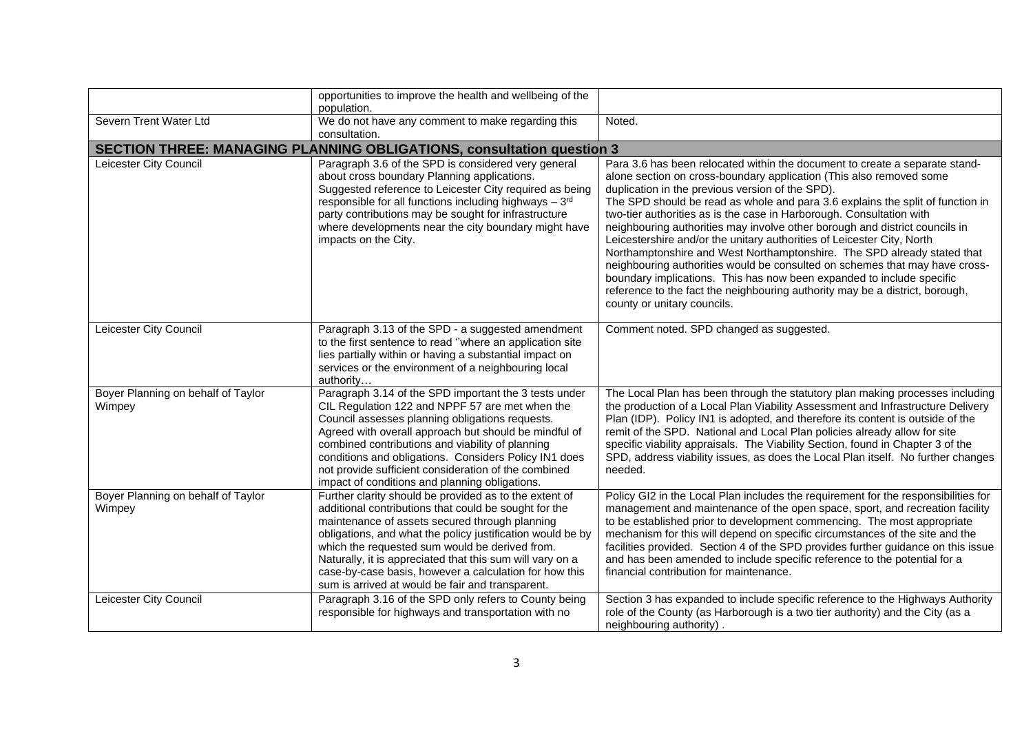|  |  |  |
|---|---|---|
|  | opportunities to improve the health and wellbeing of the population. |  |
| Severn Trent Water Ltd | We do not have any comment to make regarding this consultation. | Noted. |
| **SECTION THREE: MANAGING PLANNING OBLIGATIONS, consultation question 3** | | |
| Leicester City Council | Paragraph 3.6 of the SPD is considered very general about cross boundary Planning applications. Suggested reference to Leicester City required as being responsible for all functions including highways – 3rd party contributions may be sought for infrastructure where developments near the city boundary might have impacts on the City. | Para 3.6 has been relocated within the document to create a separate stand-alone section on cross-boundary application (This also removed some duplication in the previous version of the SPD). The SPD should be read as whole and para 3.6 explains the split of function in two-tier authorities as is the case in Harborough. Consultation with neighbouring authorities may involve other borough and district councils in Leicestershire and/or the unitary authorities of Leicester City, North Northamptonshire and West Northamptonshire. The SPD already stated that neighbouring authorities would be consulted on schemes that may have cross-boundary implications. This has now been expanded to include specific reference to the fact the neighbouring authority may be a district, borough, county or unitary councils. |
| Leicester City Council | Paragraph 3.13 of the SPD - a suggested amendment to the first sentence to read ''where an application site lies partially within or having a substantial impact on services or the environment of a neighbouring local authority… | Comment noted. SPD changed as suggested. |
| Boyer Planning on behalf of Taylor Wimpey | Paragraph 3.14 of the SPD important the 3 tests under CIL Regulation 122 and NPPF 57 are met when the Council assesses planning obligations requests. Agreed with overall approach but should be mindful of combined contributions and viability of planning conditions and obligations. Considers Policy IN1 does not provide sufficient consideration of the combined impact of conditions and planning obligations. | The Local Plan has been through the statutory plan making processes including the production of a Local Plan Viability Assessment and Infrastructure Delivery Plan (IDP). Policy IN1 is adopted, and therefore its content is outside of the remit of the SPD. National and Local Plan policies already allow for site specific viability appraisals. The Viability Section, found in Chapter 3 of the SPD, address viability issues, as does the Local Plan itself. No further changes needed. |
| Boyer Planning on behalf of Taylor Wimpey | Further clarity should be provided as to the extent of additional contributions that could be sought for the maintenance of assets secured through planning obligations, and what the policy justification would be by which the requested sum would be derived from. Naturally, it is appreciated that this sum will vary on a case-by-case basis, however a calculation for how this sum is arrived at would be fair and transparent. | Policy GI2 in the Local Plan includes the requirement for the responsibilities for management and maintenance of the open space, sport, and recreation facility to be established prior to development commencing. The most appropriate mechanism for this will depend on specific circumstances of the site and the facilities provided. Section 4 of the SPD provides further guidance on this issue and has been amended to include specific reference to the potential for a financial contribution for maintenance. |
| Leicester City Council | Paragraph 3.16 of the SPD only refers to County being responsible for highways and transportation with no | Section 3 has expanded to include specific reference to the Highways Authority role of the County (as Harborough is a two tier authority) and the City (as a neighbouring authority) . |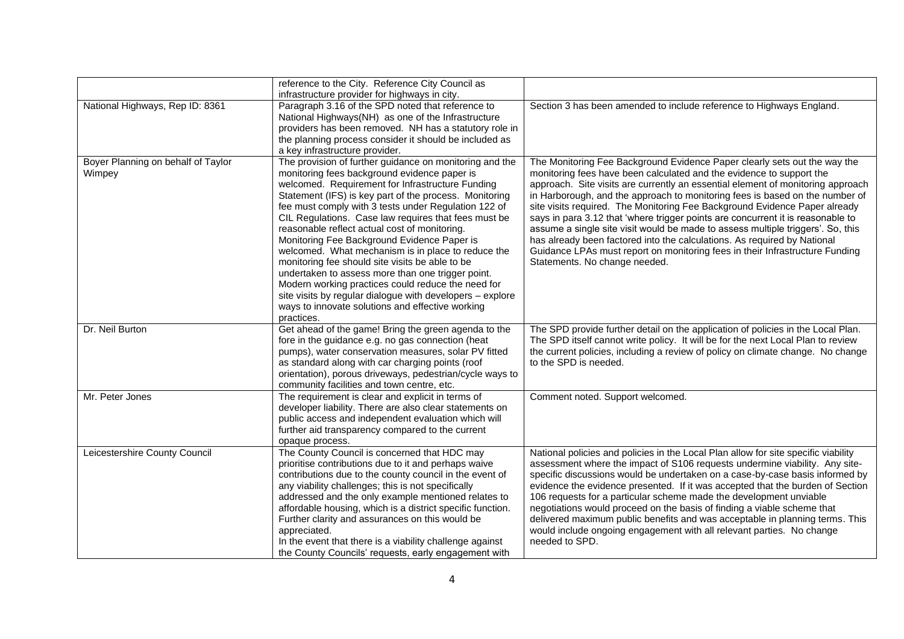| | | |
|---|---|---|
| | reference to the City. Reference City Council as infrastructure provider for highways in city. | |
| National Highways, Rep ID: 8361 | Paragraph 3.16 of the SPD noted that reference to National Highways(NH) as one of the Infrastructure providers has been removed. NH has a statutory role in the planning process consider it should be included as a key infrastructure provider. | Section 3 has been amended to include reference to Highways England. |
| Boyer Planning on behalf of Taylor Wimpey | The provision of further guidance on monitoring and the monitoring fees background evidence paper is welcomed. Requirement for Infrastructure Funding Statement (IFS) is key part of the process. Monitoring fee must comply with 3 tests under Regulation 122 of CIL Regulations. Case law requires that fees must be reasonable reflect actual cost of monitoring. Monitoring Fee Background Evidence Paper is welcomed. What mechanism is in place to reduce the monitoring fee should site visits be able to be undertaken to assess more than one trigger point. Modern working practices could reduce the need for site visits by regular dialogue with developers – explore ways to innovate solutions and effective working practices. | The Monitoring Fee Background Evidence Paper clearly sets out the way the monitoring fees have been calculated and the evidence to support the approach. Site visits are currently an essential element of monitoring approach in Harborough, and the approach to monitoring fees is based on the number of site visits required. The Monitoring Fee Background Evidence Paper already says in para 3.12 that 'where trigger points are concurrent it is reasonable to assume a single site visit would be made to assess multiple triggers'. So, this has already been factored into the calculations. As required by National Guidance LPAs must report on monitoring fees in their Infrastructure Funding Statements. No change needed. |
| Dr. Neil Burton | Get ahead of the game! Bring the green agenda to the fore in the guidance e.g. no gas connection (heat pumps), water conservation measures, solar PV fitted as standard along with car charging points (roof orientation), porous driveways, pedestrian/cycle ways to community facilities and town centre, etc. | The SPD provide further detail on the application of policies in the Local Plan. The SPD itself cannot write policy. It will be for the next Local Plan to review the current policies, including a review of policy on climate change. No change to the SPD is needed. |
| Mr. Peter Jones | The requirement is clear and explicit in terms of developer liability. There are also clear statements on public access and independent evaluation which will further aid transparency compared to the current opaque process. | Comment noted. Support welcomed. |
| Leicestershire County Council | The County Council is concerned that HDC may prioritise contributions due to it and perhaps waive contributions due to the county council in the event of any viability challenges; this is not specifically addressed and the only example mentioned relates to affordable housing, which is a district specific function. Further clarity and assurances on this would be appreciated.<br>In the event that there is a viability challenge against the County Councils' requests, early engagement with | National policies and policies in the Local Plan allow for site specific viability assessment where the impact of S106 requests undermine viability. Any site-specific discussions would be undertaken on a case-by-case basis informed by evidence the evidence presented. If it was accepted that the burden of Section 106 requests for a particular scheme made the development unviable negotiations would proceed on the basis of finding a viable scheme that delivered maximum public benefits and was acceptable in planning terms. This would include ongoing engagement with all relevant parties. No change needed to SPD. |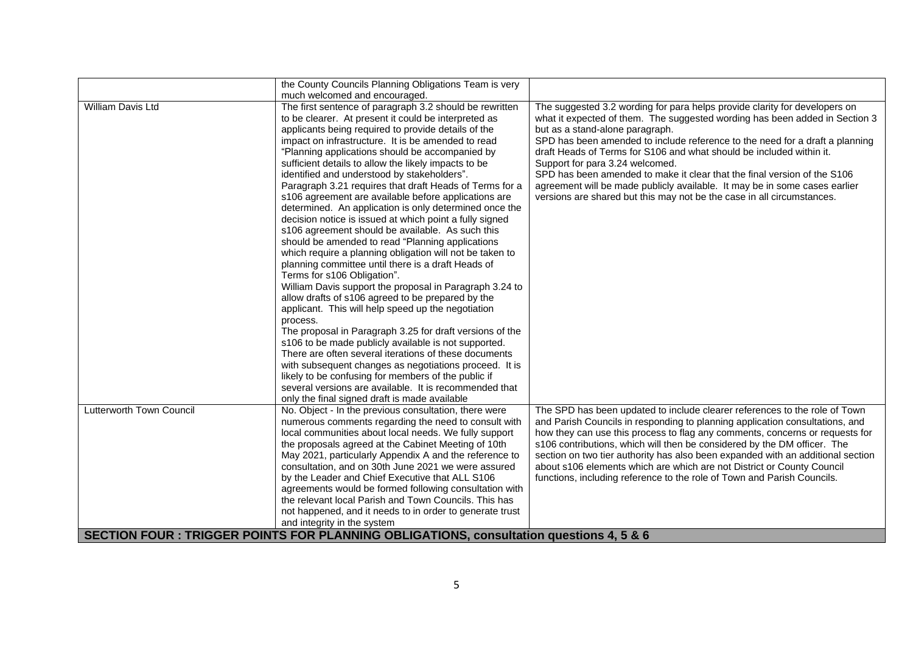| | | |
|---|---|---|
| | the County Councils Planning Obligations Team is very much welcomed and encouraged. | |
| William Davis Ltd | The first sentence of paragraph 3.2 should be rewritten to be clearer. At present it could be interpreted as applicants being required to provide details of the impact on infrastructure. It is amended to read "Planning applications should be accompanied by sufficient details to allow the likely impacts to be identified and understood by stakeholders".<br>Paragraph 3.21 requires that draft Heads of Terms for a s106 agreement are available before applications are determined. An application is only determined once the decision notice is issued at which point a fully signed s106 agreement should be available. As such this should be amended to read "Planning applications which require a planning obligation will not be taken to planning committee until there is a draft Heads of Terms for s106 Obligation".<br>William Davis support the proposal in Paragraph 3.24 to allow drafts of s106 agreed to be prepared by the applicant. This will help speed up the negotiation process.<br>The proposal in Paragraph 3.25 for draft versions of the s106 to be made publicly available is not supported. There are often several iterations of these documents with subsequent changes as negotiations proceed. It is likely to be confusing for members of the public if several versions are available. It is recommended that only the final signed draft is made available | The suggested 3.2 wording for para helps provide clarity for developers on what it expected of them. The suggested wording has been added in Section 3 but as a stand-alone paragraph.<br>SPD has been amended to include reference to the need for a draft a planning draft Heads of Terms for S106 and what should be included within it.<br>Support for para 3.24 welcomed.<br>SPD has been amended to make it clear that the final version of the S106 agreement will be made publicly available. It may be in some cases earlier versions are shared but this may not be the case in all circumstances. |
| Lutterworth Town Council | No. Object - In the previous consultation, there were numerous comments regarding the need to consult with local communities about local needs. We fully support the proposals agreed at the Cabinet Meeting of 10th May 2021, particularly Appendix A and the reference to consultation, and on 30th June 2021 we were assured by the Leader and Chief Executive that ALL S106 agreements would be formed following consultation with the relevant local Parish and Town Councils. This has not happened, and it needs to in order to generate trust and integrity in the system | The SPD has been updated to include clearer references to the role of Town and Parish Councils in responding to planning application consultations, and how they can use this process to flag any comments, concerns or requests for s106 contributions, which will then be considered by the DM officer. The section on two tier authority has also been expanded with an additional section about s106 elements which are which are not District or County Council functions, including reference to the role of Town and Parish Councils. |
| **SECTION FOUR : TRIGGER POINTS FOR PLANNING OBLIGATIONS, consultation questions 4, 5 & 6** | | |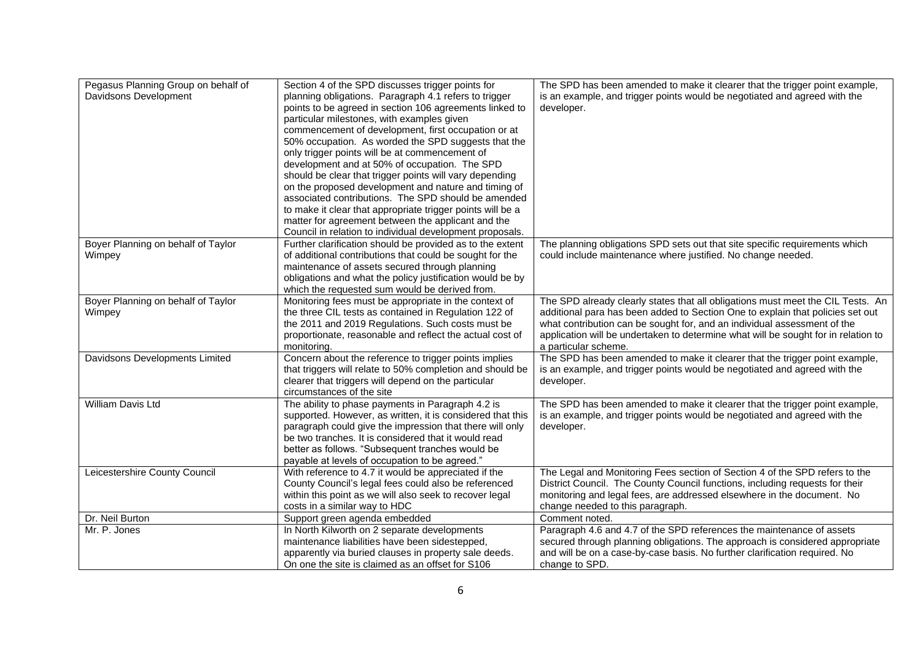| | | |
|---|---|---|
| Pegasus Planning Group on behalf of Davidsons Development | Section 4 of the SPD discusses trigger points for planning obligations. Paragraph 4.1 refers to trigger points to be agreed in section 106 agreements linked to particular milestones, with examples given commencement of development, first occupation or at 50% occupation. As worded the SPD suggests that the only trigger points will be at commencement of development and at 50% of occupation. The SPD should be clear that trigger points will vary depending on the proposed development and nature and timing of associated contributions. The SPD should be amended to make it clear that appropriate trigger points will be a matter for agreement between the applicant and the Council in relation to individual development proposals. | The SPD has been amended to make it clearer that the trigger point example, is an example, and trigger points would be negotiated and agreed with the developer. |
| Boyer Planning on behalf of Taylor Wimpey | Further clarification should be provided as to the extent of additional contributions that could be sought for the maintenance of assets secured through planning obligations and what the policy justification would be by which the requested sum would be derived from. | The planning obligations SPD sets out that site specific requirements which could include maintenance where justified. No change needed. |
| Boyer Planning on behalf of Taylor Wimpey | Monitoring fees must be appropriate in the context of the three CIL tests as contained in Regulation 122 of the 2011 and 2019 Regulations. Such costs must be proportionate, reasonable and reflect the actual cost of monitoring. | The SPD already clearly states that all obligations must meet the CIL Tests. An additional para has been added to Section One to explain that policies set out what contribution can be sought for, and an individual assessment of the application will be undertaken to determine what will be sought for in relation to a particular scheme. |
| Davidsons Developments Limited | Concern about the reference to trigger points implies that triggers will relate to 50% completion and should be clearer that triggers will depend on the particular circumstances of the site | The SPD has been amended to make it clearer that the trigger point example, is an example, and trigger points would be negotiated and agreed with the developer. |
| William Davis Ltd | The ability to phase payments in Paragraph 4.2 is supported. However, as written, it is considered that this paragraph could give the impression that there will only be two tranches. It is considered that it would read better as follows. "Subsequent tranches would be payable at levels of occupation to be agreed." | The SPD has been amended to make it clearer that the trigger point example, is an example, and trigger points would be negotiated and agreed with the developer. |
| Leicestershire County Council | With reference to 4.7 it would be appreciated if the County Council's legal fees could also be referenced within this point as we will also seek to recover legal costs in a similar way to HDC | The Legal and Monitoring Fees section of Section 4 of the SPD refers to the District Council. The County Council functions, including requests for their monitoring and legal fees, are addressed elsewhere in the document. No change needed to this paragraph. |
| Dr. Neil Burton | Support green agenda embedded | Comment noted. |
| Mr. P. Jones | In North Kilworth on 2 separate developments maintenance liabilities have been sidestepped, apparently via buried clauses in property sale deeds. On one the site is claimed as an offset for S106 | Paragraph 4.6 and 4.7 of the SPD references the maintenance of assets secured through planning obligations. The approach is considered appropriate and will be on a case-by-case basis. No further clarification required. No change to SPD. |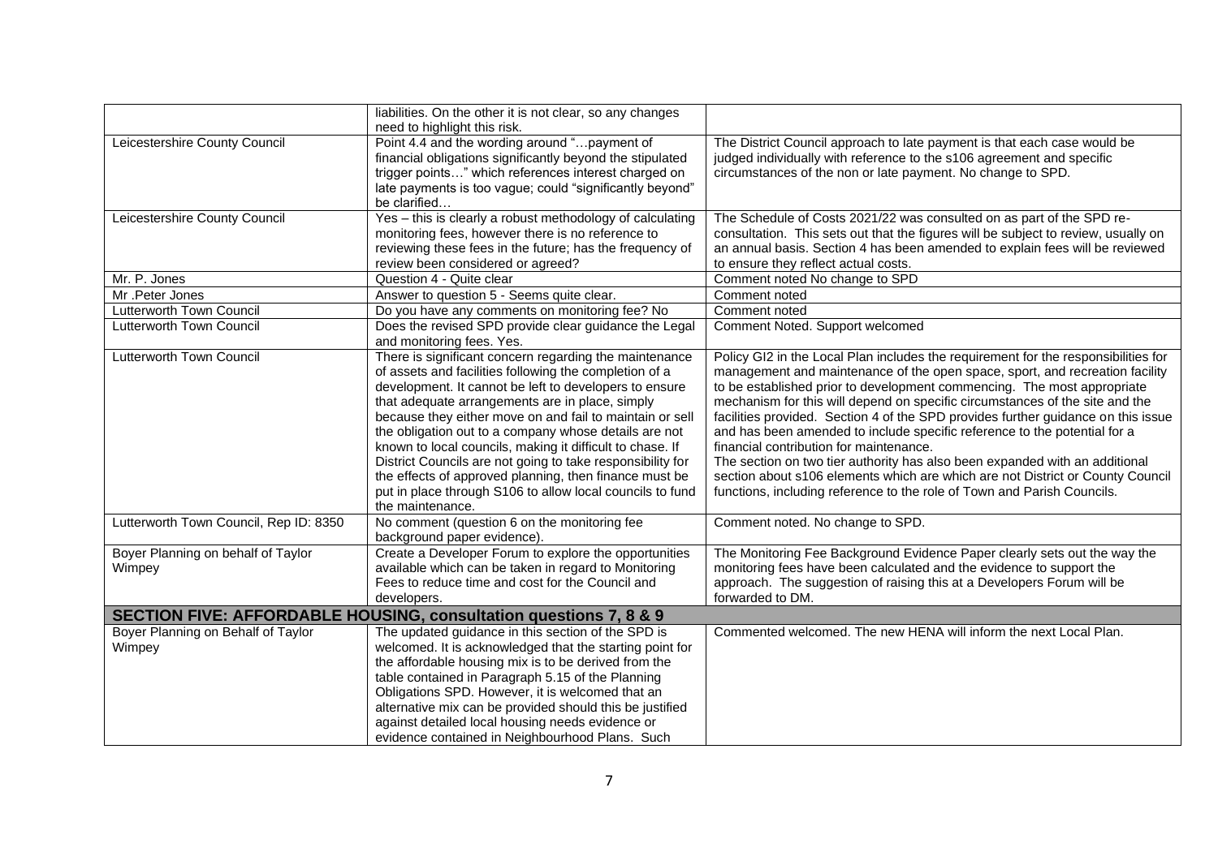| | | |
|---|---|---|
| | liabilities. On the other it is not clear, so any changes need to highlight this risk. | |
| Leicestershire County Council | Point 4.4 and the wording around "…payment of financial obligations significantly beyond the stipulated trigger points…" which references interest charged on late payments is too vague; could "significantly beyond" be clarified… | The District Council approach to late payment is that each case would be judged individually with reference to the s106 agreement and specific circumstances of the non or late payment. No change to SPD. |
| Leicestershire County Council | Yes – this is clearly a robust methodology of calculating monitoring fees, however there is no reference to reviewing these fees in the future; has the frequency of review been considered or agreed? | The Schedule of Costs 2021/22 was consulted on as part of the SPD re-consultation. This sets out that the figures will be subject to review, usually on an annual basis. Section 4 has been amended to explain fees will be reviewed to ensure they reflect actual costs. |
| Mr. P. Jones | Question 4 - Quite clear | Comment noted No change to SPD |
| Mr .Peter Jones | Answer to question 5 - Seems quite clear. | Comment noted |
| Lutterworth Town Council | Do you have any comments on monitoring fee? No | Comment noted |
| Lutterworth Town Council | Does the revised SPD provide clear guidance the Legal and monitoring fees. Yes. | Comment Noted. Support welcomed |
| Lutterworth Town Council | There is significant concern regarding the maintenance of assets and facilities following the completion of a development. It cannot be left to developers to ensure that adequate arrangements are in place, simply because they either move on and fail to maintain or sell the obligation out to a company whose details are not known to local councils, making it difficult to chase. If District Councils are not going to take responsibility for the effects of approved planning, then finance must be put in place through S106 to allow local councils to fund the maintenance. | Policy GI2 in the Local Plan includes the requirement for the responsibilities for management and maintenance of the open space, sport, and recreation facility to be established prior to development commencing. The most appropriate mechanism for this will depend on specific circumstances of the site and the facilities provided. Section 4 of the SPD provides further guidance on this issue and has been amended to include specific reference to the potential for a financial contribution for maintenance.<br>The section on two tier authority has also been expanded with an additional section about s106 elements which are which are not District or County Council functions, including reference to the role of Town and Parish Councils. |
| Lutterworth Town Council, Rep ID: 8350 | No comment (question 6 on the monitoring fee background paper evidence). | Comment noted. No change to SPD. |
| Boyer Planning on behalf of Taylor Wimpey | Create a Developer Forum to explore the opportunities available which can be taken in regard to Monitoring Fees to reduce time and cost for the Council and developers. | The Monitoring Fee Background Evidence Paper clearly sets out the way the monitoring fees have been calculated and the evidence to support the approach. The suggestion of raising this at a Developers Forum will be forwarded to DM. |
| **SECTION FIVE: AFFORDABLE HOUSING, consultation questions 7, 8 & 9** | | |
| Boyer Planning on Behalf of Taylor Wimpey | The updated guidance in this section of the SPD is welcomed. It is acknowledged that the starting point for the affordable housing mix is to be derived from the table contained in Paragraph 5.15 of the Planning Obligations SPD. However, it is welcomed that an alternative mix can be provided should this be justified against detailed local housing needs evidence or evidence contained in Neighbourhood Plans. Such | Commented welcomed. The new HENA will inform the next Local Plan. |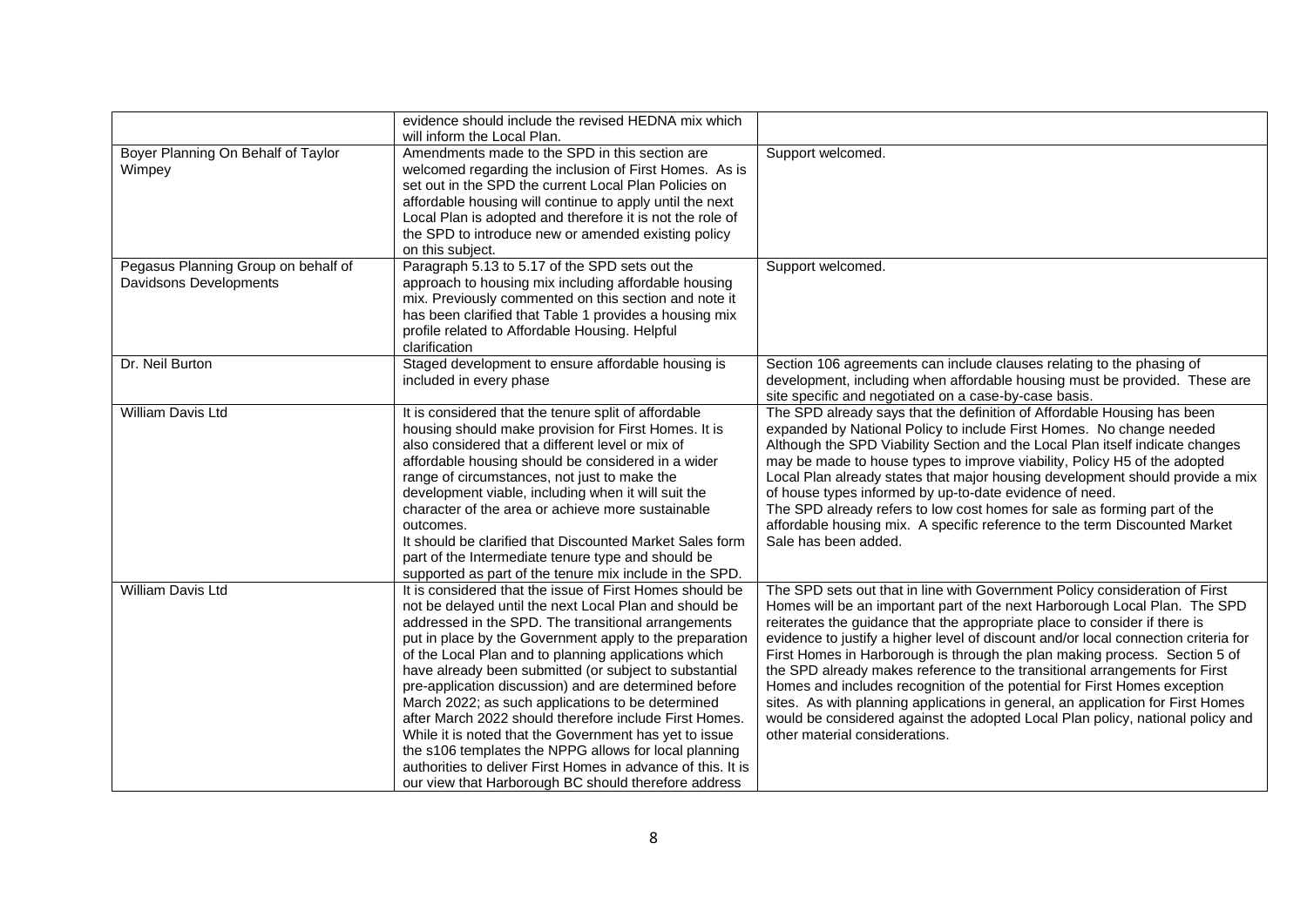| | | |
|---|---|---|
| | evidence should include the revised HEDNA mix which will inform the Local Plan. | |
| Boyer Planning On Behalf of Taylor Wimpey | Amendments made to the SPD in this section are welcomed regarding the inclusion of First Homes. As is set out in the SPD the current Local Plan Policies on affordable housing will continue to apply until the next Local Plan is adopted and therefore it is not the role of the SPD to introduce new or amended existing policy on this subject. | Support welcomed. |
| Pegasus Planning Group on behalf of Davidsons Developments | Paragraph 5.13 to 5.17 of the SPD sets out the approach to housing mix including affordable housing mix. Previously commented on this section and note it has been clarified that Table 1 provides a housing mix profile related to Affordable Housing. Helpful clarification | Support welcomed. |
| Dr. Neil Burton | Staged development to ensure affordable housing is included in every phase | Section 106 agreements can include clauses relating to the phasing of development, including when affordable housing must be provided. These are site specific and negotiated on a case-by-case basis. |
| William Davis Ltd | It is considered that the tenure split of affordable housing should make provision for First Homes. It is also considered that a different level or mix of affordable housing should be considered in a wider range of circumstances, not just to make the development viable, including when it will suit the character of the area or achieve more sustainable outcomes.<br>It should be clarified that Discounted Market Sales form part of the Intermediate tenure type and should be supported as part of the tenure mix include in the SPD. | The SPD already says that the definition of Affordable Housing has been expanded by National Policy to include First Homes. No change needed<br>Although the SPD Viability Section and the Local Plan itself indicate changes may be made to house types to improve viability, Policy H5 of the adopted Local Plan already states that major housing development should provide a mix of house types informed by up-to-date evidence of need.<br>The SPD already refers to low cost homes for sale as forming part of the affordable housing mix. A specific reference to the term Discounted Market Sale has been added. |
| William Davis Ltd | It is considered that the issue of First Homes should be not be delayed until the next Local Plan and should be addressed in the SPD. The transitional arrangements put in place by the Government apply to the preparation of the Local Plan and to planning applications which have already been submitted (or subject to substantial pre-application discussion) and are determined before March 2022; as such applications to be determined after March 2022 should therefore include First Homes. While it is noted that the Government has yet to issue the s106 templates the NPPG allows for local planning authorities to deliver First Homes in advance of this. It is our view that Harborough BC should therefore address | The SPD sets out that in line with Government Policy consideration of First Homes will be an important part of the next Harborough Local Plan. The SPD reiterates the guidance that the appropriate place to consider if there is evidence to justify a higher level of discount and/or local connection criteria for First Homes in Harborough is through the plan making process. Section 5 of the SPD already makes reference to the transitional arrangements for First Homes and includes recognition of the potential for First Homes exception sites. As with planning applications in general, an application for First Homes would be considered against the adopted Local Plan policy, national policy and other material considerations. |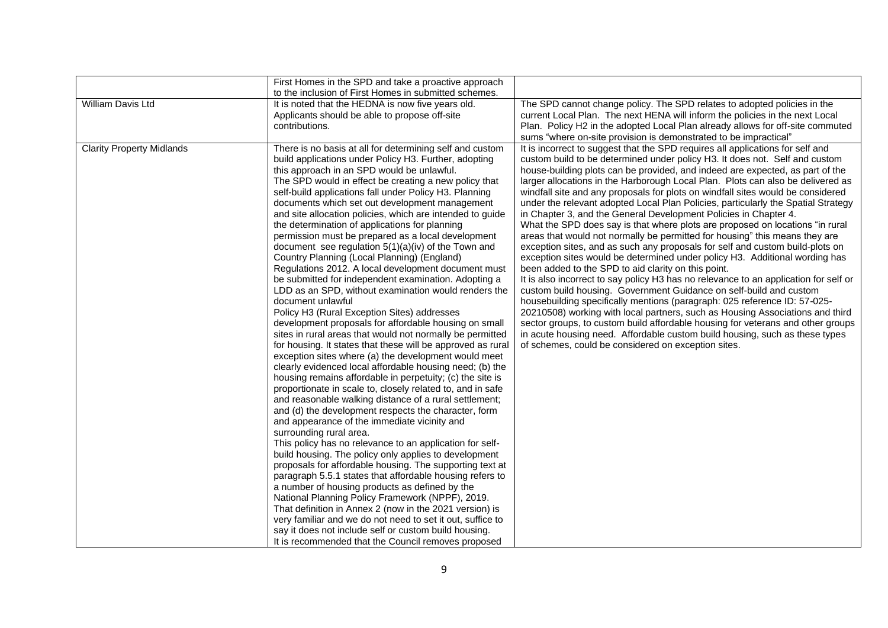| | | |
|---|---|---|
| | First Homes in the SPD and take a proactive approach to the inclusion of First Homes in submitted schemes. | |
| William Davis Ltd | It is noted that the HEDNA is now five years old. Applicants should be able to propose off-site contributions. | The SPD cannot change policy. The SPD relates to adopted policies in the current Local Plan. The next HENA will inform the policies in the next Local Plan. Policy H2 in the adopted Local Plan already allows for off-site commuted sums "where on-site provision is demonstrated to be impractical" |
| Clarity Property Midlands | There is no basis at all for determining self and custom build applications under Policy H3. Further, adopting this approach in an SPD would be unlawful.<br>The SPD would in effect be creating a new policy that self-build applications fall under Policy H3. Planning documents which set out development management and site allocation policies, which are intended to guide the determination of applications for planning permission must be prepared as a local development document see regulation 5(1)(a)(iv) of the Town and Country Planning (Local Planning) (England) Regulations 2012. A local development document must be submitted for independent examination. Adopting a LDD as an SPD, without examination would renders the document unlawful<br>Policy H3 (Rural Exception Sites) addresses development proposals for affordable housing on small sites in rural areas that would not normally be permitted for housing. It states that these will be approved as rural exception sites where (a) the development would meet clearly evidenced local affordable housing need; (b) the housing remains affordable in perpetuity; (c) the site is proportionate in scale to, closely related to, and in safe and reasonable walking distance of a rural settlement; and (d) the development respects the character, form and appearance of the immediate vicinity and surrounding rural area.<br>This policy has no relevance to an application for self-build housing. The policy only applies to development proposals for affordable housing. The supporting text at paragraph 5.5.1 states that affordable housing refers to a number of housing products as defined by the National Planning Policy Framework (NPPF), 2019. That definition in Annex 2 (now in the 2021 version) is very familiar and we do not need to set it out, suffice to say it does not include self or custom build housing.<br>It is recommended that the Council removes proposed | It is incorrect to suggest that the SPD requires all applications for self and custom build to be determined under policy H3. It does not. Self and custom house-building plots can be provided, and indeed are expected, as part of the larger allocations in the Harborough Local Plan. Plots can also be delivered as windfall site and any proposals for plots on windfall sites would be considered under the relevant adopted Local Plan Policies, particularly the Spatial Strategy in Chapter 3, and the General Development Policies in Chapter 4.<br>What the SPD does say is that where plots are proposed on locations "in rural areas that would not normally be permitted for housing" this means they are exception sites, and as such any proposals for self and custom build-plots on exception sites would be determined under policy H3. Additional wording has been added to the SPD to aid clarity on this point.<br>It is also incorrect to say policy H3 has no relevance to an application for self or custom build housing. Government Guidance on self-build and custom housebuilding specifically mentions (paragraph: 025 reference ID: 57-025-20210508) working with local partners, such as Housing Associations and third sector groups, to custom build affordable housing for veterans and other groups in acute housing need. Affordable custom build housing, such as these types of schemes, could be considered on exception sites. |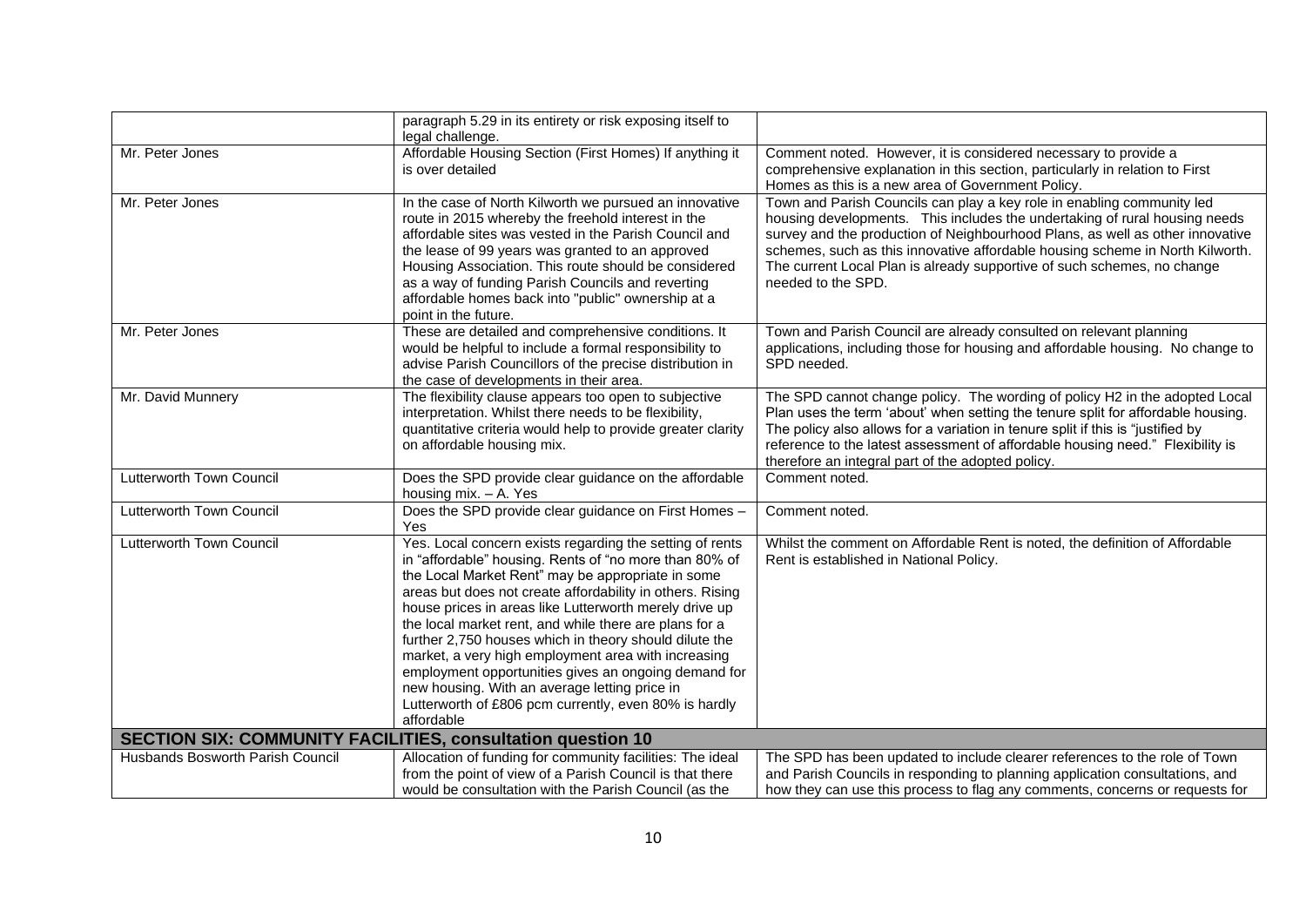| | | |
|---|---|---|
| | paragraph 5.29 in its entirety or risk exposing itself to legal challenge. | |
| Mr. Peter Jones | Affordable Housing Section (First Homes) If anything it is over detailed | Comment noted. However, it is considered necessary to provide a comprehensive explanation in this section, particularly in relation to First Homes as this is a new area of Government Policy. |
| Mr. Peter Jones | In the case of North Kilworth we pursued an innovative route in 2015 whereby the freehold interest in the affordable sites was vested in the Parish Council and the lease of 99 years was granted to an approved Housing Association. This route should be considered as a way of funding Parish Councils and reverting affordable homes back into "public" ownership at a point in the future. | Town and Parish Councils can play a key role in enabling community led housing developments. This includes the undertaking of rural housing needs survey and the production of Neighbourhood Plans, as well as other innovative schemes, such as this innovative affordable housing scheme in North Kilworth. The current Local Plan is already supportive of such schemes, no change needed to the SPD. |
| Mr. Peter Jones | These are detailed and comprehensive conditions. It would be helpful to include a formal responsibility to advise Parish Councillors of the precise distribution in the case of developments in their area. | Town and Parish Council are already consulted on relevant planning applications, including those for housing and affordable housing. No change to SPD needed. |
| Mr. David Munnery | The flexibility clause appears too open to subjective interpretation. Whilst there needs to be flexibility, quantitative criteria would help to provide greater clarity on affordable housing mix. | The SPD cannot change policy. The wording of policy H2 in the adopted Local Plan uses the term 'about' when setting the tenure split for affordable housing. The policy also allows for a variation in tenure split if this is "justified by reference to the latest assessment of affordable housing need." Flexibility is therefore an integral part of the adopted policy. |
| Lutterworth Town Council | Does the SPD provide clear guidance on the affordable housing mix. – A. Yes | Comment noted. |
| Lutterworth Town Council | Does the SPD provide clear guidance on First Homes – Yes | Comment noted. |
| Lutterworth Town Council | Yes. Local concern exists regarding the setting of rents in "affordable" housing. Rents of "no more than 80% of the Local Market Rent" may be appropriate in some areas but does not create affordability in others. Rising house prices in areas like Lutterworth merely drive up the local market rent, and while there are plans for a further 2,750 houses which in theory should dilute the market, a very high employment area with increasing employment opportunities gives an ongoing demand for new housing. With an average letting price in Lutterworth of £806 pcm currently, even 80% is hardly affordable | Whilst the comment on Affordable Rent is noted, the definition of Affordable Rent is established in National Policy. |
| **SECTION SIX: COMMUNITY FACILITIES, consultation question 10** | | |
| Husbands Bosworth Parish Council | Allocation of funding for community facilities: The ideal from the point of view of a Parish Council is that there would be consultation with the Parish Council (as the | The SPD has been updated to include clearer references to the role of Town and Parish Councils in responding to planning application consultations, and how they can use this process to flag any comments, concerns or requests for |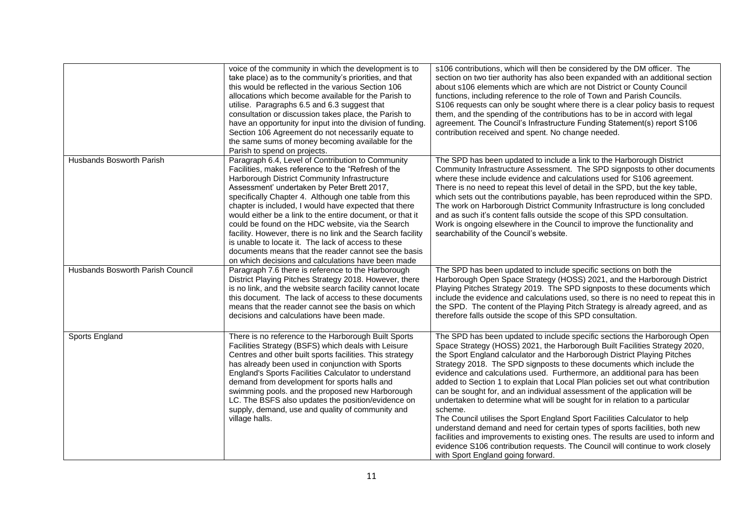| | | |
|---|---|---|
| | voice of the community in which the development is to take place) as to the community's priorities, and that this would be reflected in the various Section 106 allocations which become available for the Parish to utilise. Paragraphs 6.5 and 6.3 suggest that consultation or discussion takes place, the Parish to have an opportunity for input into the division of funding. Section 106 Agreement do not necessarily equate to the same sums of money becoming available for the Parish to spend on projects. | s106 contributions, which will then be considered by the DM officer. The section on two tier authority has also been expanded with an additional section about s106 elements which are which are not District or County Council functions, including reference to the role of Town and Parish Councils. S106 requests can only be sought where there is a clear policy basis to request them, and the spending of the contributions has to be in accord with legal agreement. The Council's Infrastructure Funding Statement(s) report S106 contribution received and spent. No change needed. |
| Husbands Bosworth Parish | Paragraph 6.4, Level of Contribution to Community Facilities, makes reference to the "Refresh of the Harborough District Community Infrastructure Assessment' undertaken by Peter Brett 2017, specifically Chapter 4. Although one table from this chapter is included, I would have expected that there would either be a link to the entire document, or that it could be found on the HDC website, via the Search facility. However, there is no link and the Search facility is unable to locate it. The lack of access to these documents means that the reader cannot see the basis on which decisions and calculations have been made | The SPD has been updated to include a link to the Harborough District Community Infrastructure Assessment. The SPD signposts to other documents where these include evidence and calculations used for S106 agreement. There is no need to repeat this level of detail in the SPD, but the key table, which sets out the contributions payable, has been reproduced within the SPD. The work on Harborough District Community Infrastructure is long concluded and as such it's content falls outside the scope of this SPD consultation. Work is ongoing elsewhere in the Council to improve the functionality and searchability of the Council's website. |
| Husbands Bosworth Parish Council | Paragraph 7.6 there is reference to the Harborough District Playing Pitches Strategy 2018. However, there is no link, and the website search facility cannot locate this document. The lack of access to these documents means that the reader cannot see the basis on which decisions and calculations have been made. | The SPD has been updated to include specific sections on both the Harborough Open Space Strategy (HOSS) 2021, and the Harborough District Playing Pitches Strategy 2019. The SPD signposts to these documents which include the evidence and calculations used, so there is no need to repeat this in the SPD. The content of the Playing Pitch Strategy is already agreed, and as therefore falls outside the scope of this SPD consultation. |
| Sports England | There is no reference to the Harborough Built Sports Facilities Strategy (BSFS) which deals with Leisure Centres and other built sports facilities. This strategy has already been used in conjunction with Sports England's Sports Facilities Calculator to understand demand from development for sports halls and swimming pools. and the proposed new Harborough LC. The BSFS also updates the position/evidence on supply, demand, use and quality of community and village halls. | The SPD has been updated to include specific sections the Harborough Open Space Strategy (HOSS) 2021, the Harborough Built Facilities Strategy 2020, the Sport England calculator and the Harborough District Playing Pitches Strategy 2018. The SPD signposts to these documents which include the evidence and calculations used. Furthermore, an additional para has been added to Section 1 to explain that Local Plan policies set out what contribution can be sought for, and an individual assessment of the application will be undertaken to determine what will be sought for in relation to a particular scheme.<br>The Council utilises the Sport England Sport Facilities Calculator to help understand demand and need for certain types of sports facilities, both new facilities and improvements to existing ones. The results are used to inform and evidence S106 contribution requests. The Council will continue to work closely with Sport England going forward. |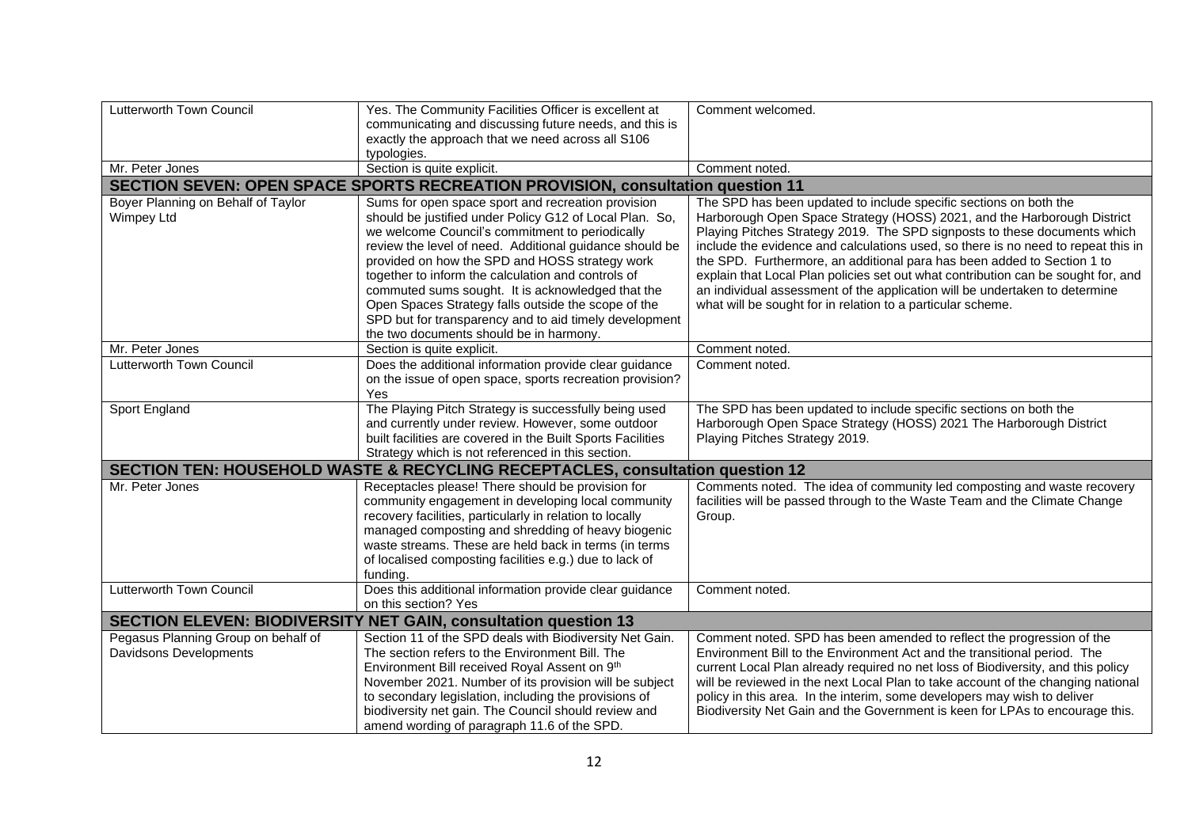| | | |
|---|---|---|
| Lutterworth Town Council | Yes. The Community Facilities Officer is excellent at communicating and discussing future needs, and this is exactly the approach that we need across all S106 typologies. | Comment welcomed. |
| Mr. Peter Jones | Section is quite explicit. | Comment noted. |
| **SECTION SEVEN: OPEN SPACE SPORTS RECREATION PROVISION, consultation question 11** | | |
| Boyer Planning on Behalf of Taylor Wimpey Ltd | Sums for open space sport and recreation provision should be justified under Policy G12 of Local Plan. So, we welcome Council's commitment to periodically review the level of need. Additional guidance should be provided on how the SPD and HOSS strategy work together to inform the calculation and controls of commuted sums sought. It is acknowledged that the Open Spaces Strategy falls outside the scope of the SPD but for transparency and to aid timely development the two documents should be in harmony. | The SPD has been updated to include specific sections on both the Harborough Open Space Strategy (HOSS) 2021, and the Harborough District Playing Pitches Strategy 2019. The SPD signposts to these documents which include the evidence and calculations used, so there is no need to repeat this in the SPD. Furthermore, an additional para has been added to Section 1 to explain that Local Plan policies set out what contribution can be sought for, and an individual assessment of the application will be undertaken to determine what will be sought for in relation to a particular scheme. |
| Mr. Peter Jones | Section is quite explicit. | Comment noted. |
| Lutterworth Town Council | Does the additional information provide clear guidance on the issue of open space, sports recreation provision? Yes | Comment noted. |
| Sport England | The Playing Pitch Strategy is successfully being used and currently under review. However, some outdoor built facilities are covered in the Built Sports Facilities Strategy which is not referenced in this section. | The SPD has been updated to include specific sections on both the Harborough Open Space Strategy (HOSS) 2021 The Harborough District Playing Pitches Strategy 2019. |
| **SECTION TEN: HOUSEHOLD WASTE & RECYCLING RECEPTACLES, consultation question 12** | | |
| Mr. Peter Jones | Receptacles please! There should be provision for community engagement in developing local community recovery facilities, particularly in relation to locally managed composting and shredding of heavy biogenic waste streams. These are held back in terms (in terms of localised composting facilities e.g.) due to lack of funding. | Comments noted. The idea of community led composting and waste recovery facilities will be passed through to the Waste Team and the Climate Change Group. |
| Lutterworth Town Council | Does this additional information provide clear guidance on this section? Yes | Comment noted. |
| **SECTION ELEVEN: BIODIVERSITY NET GAIN, consultation question 13** | | |
| Pegasus Planning Group on behalf of Davidsons Developments | Section 11 of the SPD deals with Biodiversity Net Gain. The section refers to the Environment Bill. The Environment Bill received Royal Assent on 9th November 2021. Number of its provision will be subject to secondary legislation, including the provisions of biodiversity net gain. The Council should review and amend wording of paragraph 11.6 of the SPD. | Comment noted. SPD has been amended to reflect the progression of the Environment Bill to the Environment Act and the transitional period. The current Local Plan already required no net loss of Biodiversity, and this policy will be reviewed in the next Local Plan to take account of the changing national policy in this area. In the interim, some developers may wish to deliver Biodiversity Net Gain and the Government is keen for LPAs to encourage this. |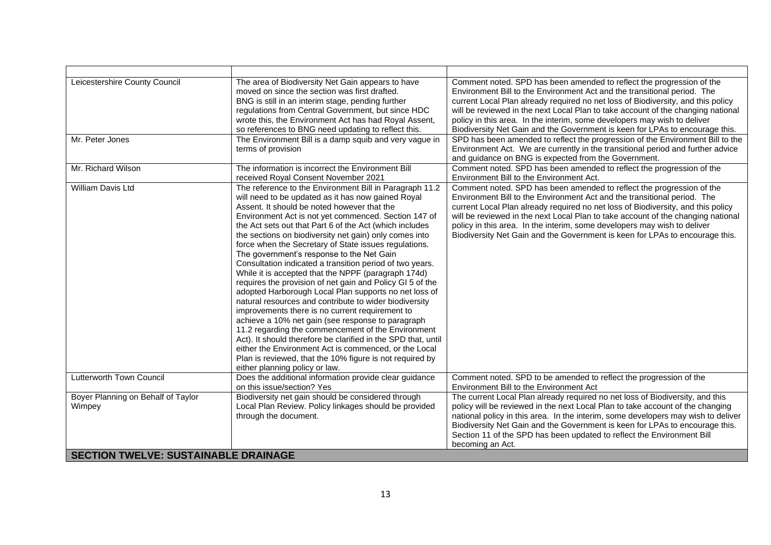| | | |
|---|---|---|
| Leicestershire County Council | The area of Biodiversity Net Gain appears to have moved on since the section was first drafted. BNG is still in an interim stage, pending further regulations from Central Government, but since HDC wrote this, the Environment Act has had Royal Assent, so references to BNG need updating to reflect this. | Comment noted. SPD has been amended to reflect the progression of the Environment Bill to the Environment Act and the transitional period. The current Local Plan already required no net loss of Biodiversity, and this policy will be reviewed in the next Local Plan to take account of the changing national policy in this area. In the interim, some developers may wish to deliver Biodiversity Net Gain and the Government is keen for LPAs to encourage this. |
| Mr. Peter Jones | The Environment Bill is a damp squib and very vague in terms of provision | SPD has been amended to reflect the progression of the Environment Bill to the Environment Act. We are currently in the transitional period and further advice and guidance on BNG is expected from the Government. |
| Mr. Richard Wilson | The information is incorrect the Environment Bill received Royal Consent November 2021 | Comment noted. SPD has been amended to reflect the progression of the Environment Bill to the Environment Act. |
| William Davis Ltd | The reference to the Environment Bill in Paragraph 11.2 will need to be updated as it has now gained Royal Assent. It should be noted however that the Environment Act is not yet commenced. Section 147 of the Act sets out that Part 6 of the Act (which includes the sections on biodiversity net gain) only comes into force when the Secretary of State issues regulations. The government's response to the Net Gain Consultation indicated a transition period of two years. While it is accepted that the NPPF (paragraph 174d) requires the provision of net gain and Policy GI 5 of the adopted Harborough Local Plan supports no net loss of natural resources and contribute to wider biodiversity improvements there is no current requirement to achieve a 10% net gain (see response to paragraph 11.2 regarding the commencement of the Environment Act). It should therefore be clarified in the SPD that, until either the Environment Act is commenced, or the Local Plan is reviewed, that the 10% figure is not required by either planning policy or law. | Comment noted. SPD has been amended to reflect the progression of the Environment Bill to the Environment Act and the transitional period. The current Local Plan already required no net loss of Biodiversity, and this policy will be reviewed in the next Local Plan to take account of the changing national policy in this area. In the interim, some developers may wish to deliver Biodiversity Net Gain and the Government is keen for LPAs to encourage this. |
| Lutterworth Town Council | Does the additional information provide clear guidance on this issue/section? Yes | Comment noted. SPD to be amended to reflect the progression of the Environment Bill to the Environment Act |
| Boyer Planning on Behalf of Taylor Wimpey | Biodiversity net gain should be considered through Local Plan Review. Policy linkages should be provided through the document. | The current Local Plan already required no net loss of Biodiversity, and this policy will be reviewed in the next Local Plan to take account of the changing national policy in this area. In the interim, some developers may wish to deliver Biodiversity Net Gain and the Government is keen for LPAs to encourage this. Section 11 of the SPD has been updated to reflect the Environment Bill becoming an Act. |
| **SECTION TWELVE: SUSTAINABLE DRAINAGE** | | |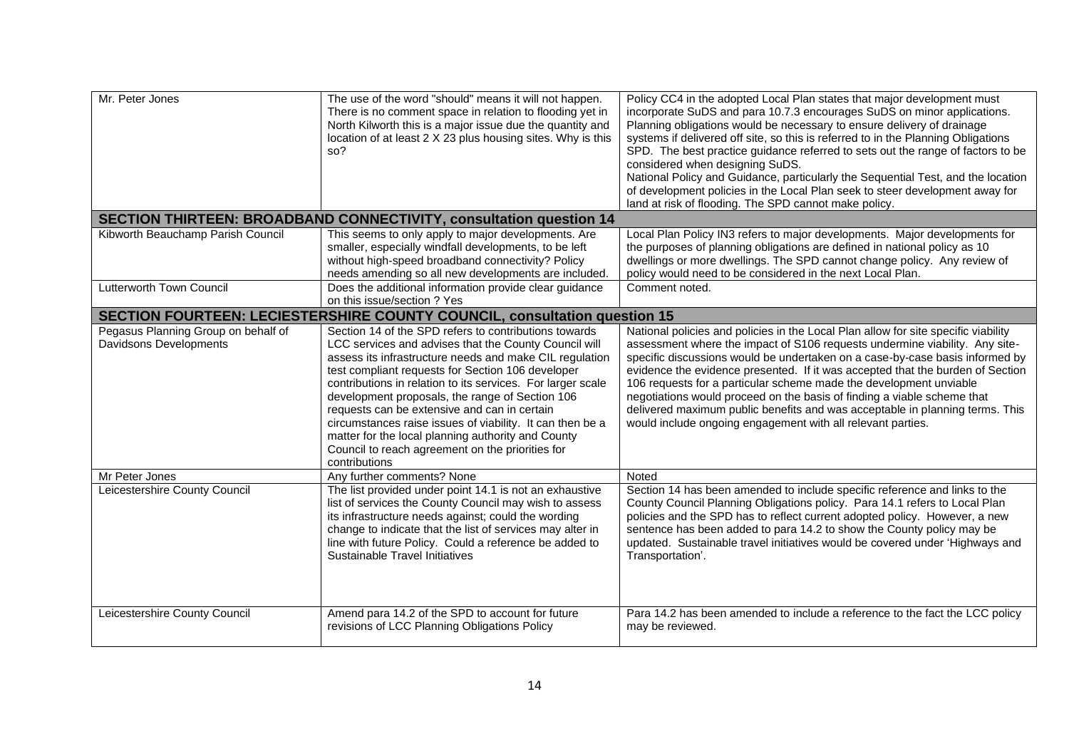| | | |
|---|---|---|
| Mr. Peter Jones | The use of the word "should" means it will not happen. There is no comment space in relation to flooding yet in North Kilworth this is a major issue due the quantity and location of at least 2 X 23 plus housing sites. Why is this so? | Policy CC4 in the adopted Local Plan states that major development must incorporate SuDS and para 10.7.3 encourages SuDS on minor applications. Planning obligations would be necessary to ensure delivery of drainage systems if delivered off site, so this is referred to in the Planning Obligations SPD. The best practice guidance referred to sets out the range of factors to be considered when designing SuDS. National Policy and Guidance, particularly the Sequential Test, and the location of development policies in the Local Plan seek to steer development away for land at risk of flooding. The SPD cannot make policy. |
| **SECTION THIRTEEN: BROADBAND CONNECTIVITY, consultation question 14** | | |
| Kibworth Beauchamp Parish Council | This seems to only apply to major developments. Are smaller, especially windfall developments, to be left without high-speed broadband connectivity? Policy needs amending so all new developments are included. | Local Plan Policy IN3 refers to major developments. Major developments for the purposes of planning obligations are defined in national policy as 10 dwellings or more dwellings. The SPD cannot change policy. Any review of policy would need to be considered in the next Local Plan. |
| Lutterworth Town Council | Does the additional information provide clear guidance on this issue/section ? Yes | Comment noted. |
| **SECTION FOURTEEN: LECIESTERSHIRE COUNTY COUNCIL, consultation question 15** | | |
| Pegasus Planning Group on behalf of Davidsons Developments | Section 14 of the SPD refers to contributions towards LCC services and advises that the County Council will assess its infrastructure needs and make CIL regulation test compliant requests for Section 106 developer contributions in relation to its services. For larger scale development proposals, the range of Section 106 requests can be extensive and can in certain circumstances raise issues of viability. It can then be a matter for the local planning authority and County Council to reach agreement on the priorities for contributions | National policies and policies in the Local Plan allow for site specific viability assessment where the impact of S106 requests undermine viability. Any site-specific discussions would be undertaken on a case-by-case basis informed by evidence the evidence presented. If it was accepted that the burden of Section 106 requests for a particular scheme made the development unviable negotiations would proceed on the basis of finding a viable scheme that delivered maximum public benefits and was acceptable in planning terms. This would include ongoing engagement with all relevant parties. |
| Mr Peter Jones | Any further comments? None | Noted |
| Leicestershire County Council | The list provided under point 14.1 is not an exhaustive list of services the County Council may wish to assess its infrastructure needs against; could the wording change to indicate that the list of services may alter in line with future Policy. Could a reference be added to Sustainable Travel Initiatives | Section 14 has been amended to include specific reference and links to the County Council Planning Obligations policy. Para 14.1 refers to Local Plan policies and the SPD has to reflect current adopted policy. However, a new sentence has been added to para 14.2 to show the County policy may be updated. Sustainable travel initiatives would be covered under 'Highways and Transportation'. |
| Leicestershire County Council | Amend para 14.2 of the SPD to account for future revisions of LCC Planning Obligations Policy | Para 14.2 has been amended to include a reference to the fact the LCC policy may be reviewed. |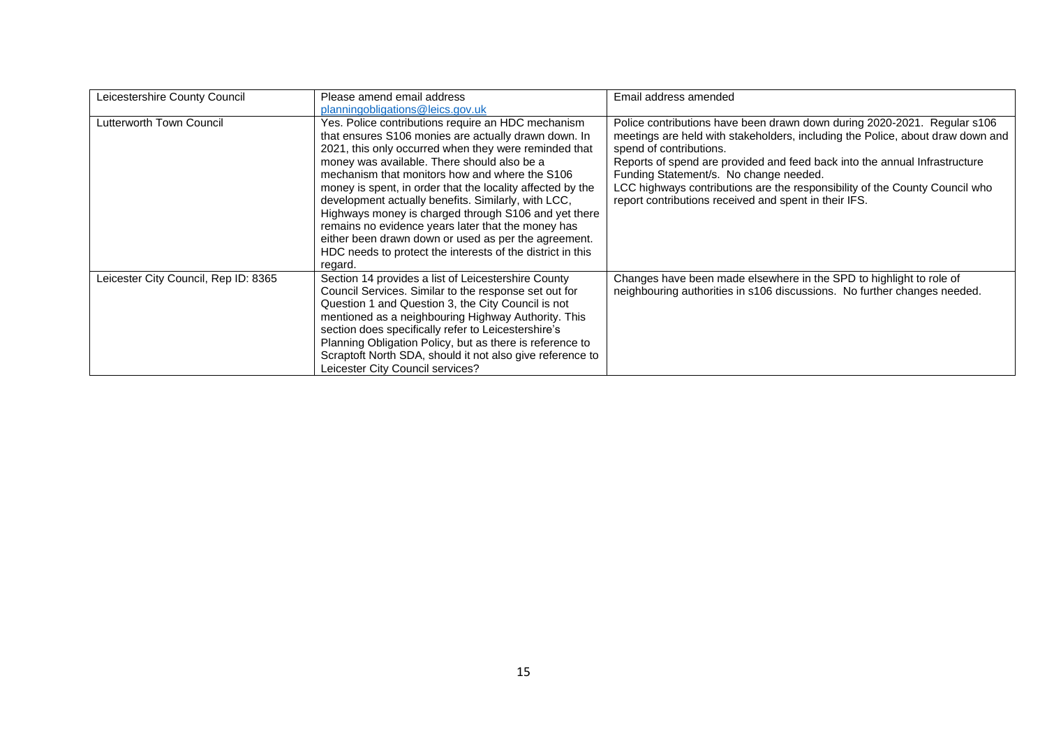| | | |
|---|---|---|
| Leicestershire County Council | Please amend email address planningobligations@leics.gov.uk | Email address amended |
| Lutterworth Town Council | Yes. Police contributions require an HDC mechanism that ensures S106 monies are actually drawn down. In 2021, this only occurred when they were reminded that money was available. There should also be a mechanism that monitors how and where the S106 money is spent, in order that the locality affected by the development actually benefits. Similarly, with LCC, Highways money is charged through S106 and yet there remains no evidence years later that the money has either been drawn down or used as per the agreement. HDC needs to protect the interests of the district in this regard. | Police contributions have been drawn down during 2020-2021. Regular s106 meetings are held with stakeholders, including the Police, about draw down and spend of contributions.<br>Reports of spend are provided and feed back into the annual Infrastructure Funding Statement/s. No change needed.<br>LCC highways contributions are the responsibility of the County Council who report contributions received and spent in their IFS. |
| Leicester City Council, Rep ID: 8365 | Section 14 provides a list of Leicestershire County Council Services. Similar to the response set out for Question 1 and Question 3, the City Council is not mentioned as a neighbouring Highway Authority. This section does specifically refer to Leicestershire's Planning Obligation Policy, but as there is reference to Scraptoft North SDA, should it not also give reference to Leicester City Council services? | Changes have been made elsewhere in the SPD to highlight to role of neighbouring authorities in s106 discussions. No further changes needed. |